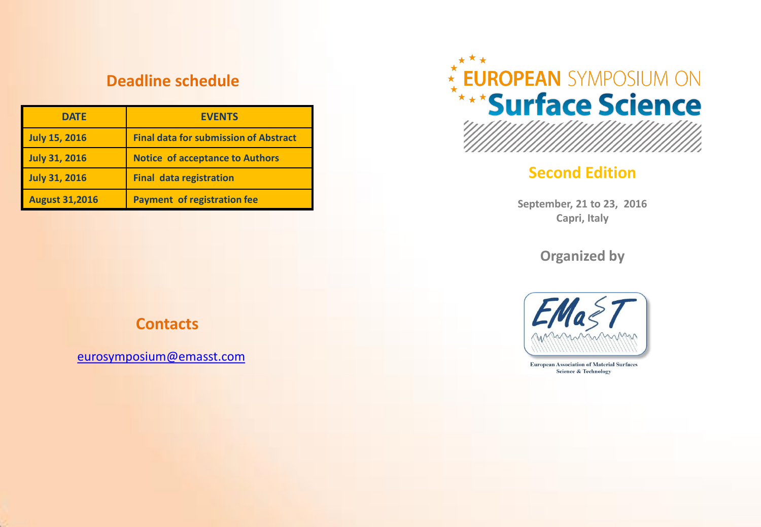## Deadline schedule

| DATE | EVENTS |
|---|---|
| July 15, 2016 | Final data for submission of Abstract |
| July 31, 2016 | Notice of acceptance to Authors |
| July 31, 2016 | Final data registration |
| August 31,2016 | Payment of registration fee |

## Contacts

eurosymposium@emasst.com

# EUROPEAN SYMPOSIUM ON Surface Science

## Second Edition

**September, 21 to 23, 2016**
**Capri, Italy**

## Organized by

EMaST

European Association of Material Surfaces Science & Technology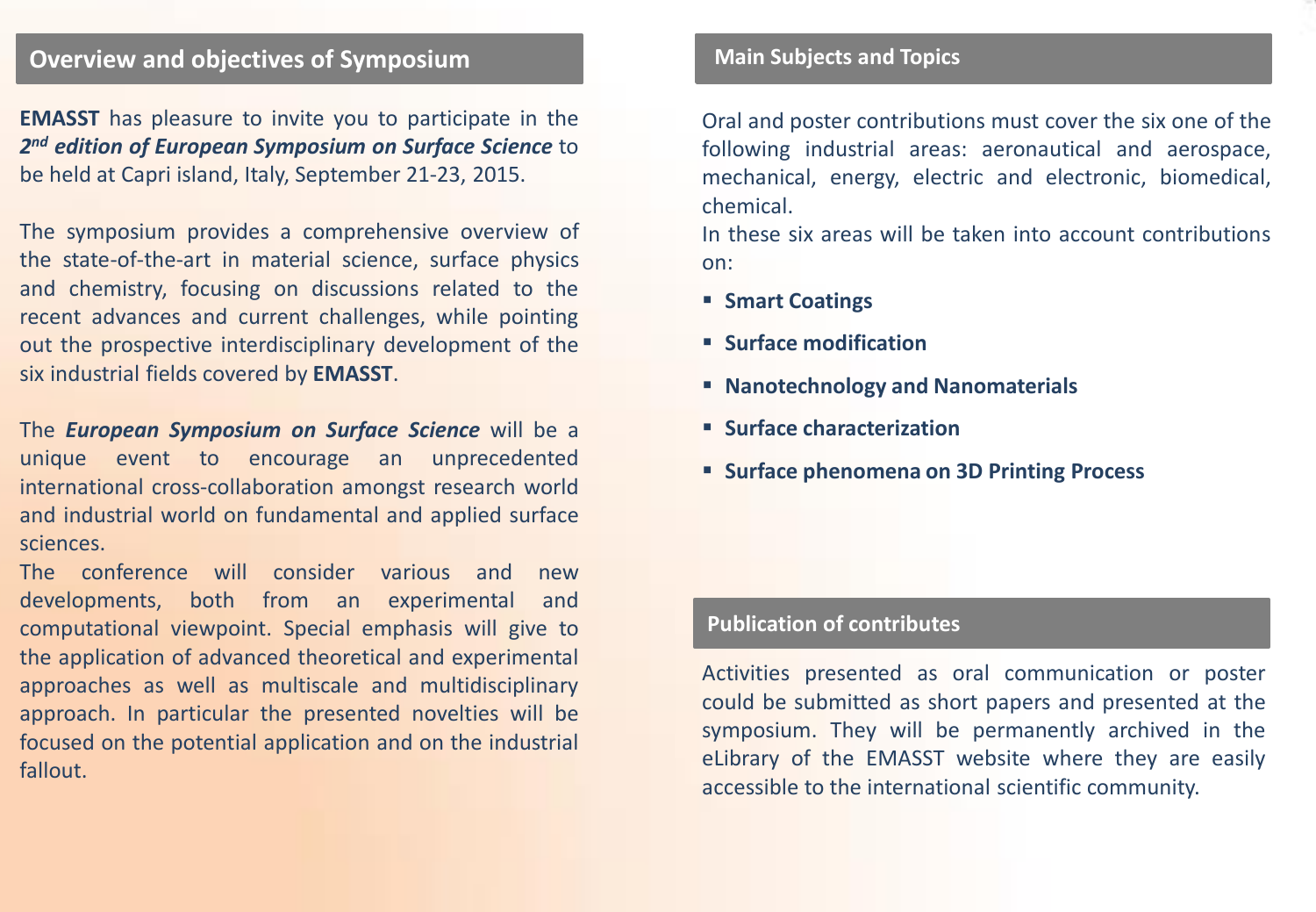## Overview and objectives of Symposium

**EMASST** has pleasure to invite you to participate in the ***2nd edition of European Symposium on Surface Science*** to be held at Capri island, Italy, September 21-23, 2015.

The symposium provides a comprehensive overview of the state-of-the-art in material science, surface physics and chemistry, focusing on discussions related to the recent advances and current challenges, while pointing out the prospective interdisciplinary development of the six industrial fields covered by **EMASST**.

The ***European Symposium on Surface Science*** will be a unique event to encourage an unprecedented international cross-collaboration amongst research world and industrial world on fundamental and applied surface sciences.

The conference will consider various and new developments, both from an experimental and computational viewpoint. Special emphasis will give to the application of advanced theoretical and experimental approaches as well as multiscale and multidisciplinary approach. In particular the presented novelties will be focused on the potential application and on the industrial fallout.

## Main Subjects and Topics

Oral and poster contributions must cover the six one of the following industrial areas: aeronautical and aerospace, mechanical, energy, electric and electronic, biomedical, chemical.

In these six areas will be taken into account contributions on:

- **Smart Coatings**
- **Surface modification**
- **Nanotechnology and Nanomaterials**
- **Surface characterization**
- **Surface phenomena on 3D Printing Process**

## Publication of contributes

Activities presented as oral communication or poster could be submitted as short papers and presented at the symposium. They will be permanently archived in the eLibrary of the EMASST website where they are easily accessible to the international scientific community.